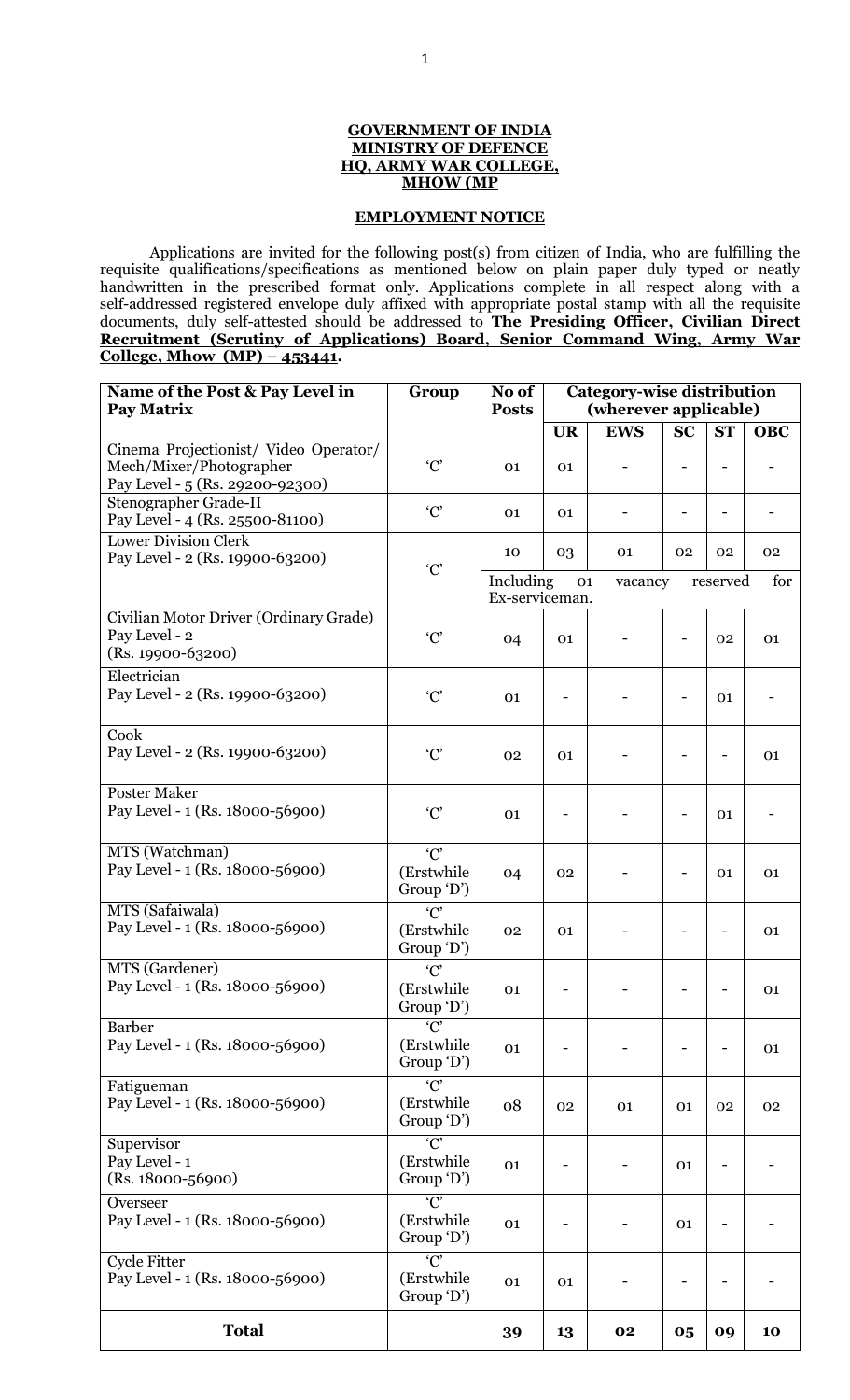**GOVERNMENT OF INDIA**
**MINISTRY OF DEFENCE**
**HQ, ARMY WAR COLLEGE,**
**MHOW (MP**

**EMPLOYMENT NOTICE**

Applications are invited for the following post(s) from citizen of India, who are fulfilling the requisite qualifications/specifications as mentioned below on plain paper duly typed or neatly handwritten in the prescribed format only. Applications complete in all respect along with a self-addressed registered envelope duly affixed with appropriate postal stamp with all the requisite documents, duly self-attested should be addressed to **The Presiding Officer, Civilian Direct Recruitment (Scrutiny of Applications) Board, Senior Command Wing, Army War College, Mhow (MP) – 453441.**

| Name of the Post & Pay Level in Pay Matrix | Group | No of Posts | Category-wise distribution (wherever applicable) | | | | |
|---|---|---|---|---|---|---|---|
| | | | **UR** | **EWS** | **SC** | **ST** | **OBC** |
| Cinema Projectionist/ Video Operator/ Mech/Mixer/Photographer Pay Level - 5 (Rs. 29200-92300) | 'C' | 01 | 01 | - | - | - | - |
| Stenographer Grade-II Pay Level - 4 (Rs. 25500-81100) | 'C' | 01 | 01 | - | - | - | - |
| Lower Division Clerk Pay Level - 2 (Rs. 19900-63200) | 'C' | 10 | 03 | 01 | 02 | 02 | 02 |
| | | Including 01 vacancy reserved for Ex-serviceman. | | | | | |
| Civilian Motor Driver (Ordinary Grade) Pay Level - 2 (Rs. 19900-63200) | 'C' | 04 | 01 | - | - | 02 | 01 |
| Electrician Pay Level - 2 (Rs. 19900-63200) | 'C' | 01 | - | - | - | 01 | - |
| Cook Pay Level - 2 (Rs. 19900-63200) | 'C' | 02 | 01 | - | - | - | 01 |
| Poster Maker Pay Level - 1 (Rs. 18000-56900) | 'C' | 01 | - | - | - | 01 | - |
| MTS (Watchman) Pay Level - 1 (Rs. 18000-56900) | 'C' (Erstwhile Group 'D') | 04 | 02 | - | - | 01 | 01 |
| MTS (Safaiwala) Pay Level - 1 (Rs. 18000-56900) | 'C' (Erstwhile Group 'D') | 02 | 01 | - | - | - | 01 |
| MTS (Gardener) Pay Level - 1 (Rs. 18000-56900) | 'C' (Erstwhile Group 'D') | 01 | - | - | - | - | 01 |
| Barber Pay Level - 1 (Rs. 18000-56900) | 'C' (Erstwhile Group 'D') | 01 | - | - | - | - | 01 |
| Fatigueman Pay Level - 1 (Rs. 18000-56900) | 'C' (Erstwhile Group 'D') | 08 | 02 | 01 | 01 | 02 | 02 |
| Supervisor Pay Level - 1 (Rs. 18000-56900) | 'C' (Erstwhile Group 'D') | 01 | - | - | 01 | - | - |
| Overseer Pay Level - 1 (Rs. 18000-56900) | 'C' (Erstwhile Group 'D') | 01 | - | - | 01 | - | - |
| Cycle Fitter Pay Level - 1 (Rs. 18000-56900) | 'C' (Erstwhile Group 'D') | 01 | 01 | - | - | - | - |
| **Total** | | **39** | **13** | **02** | **05** | **09** | **10** |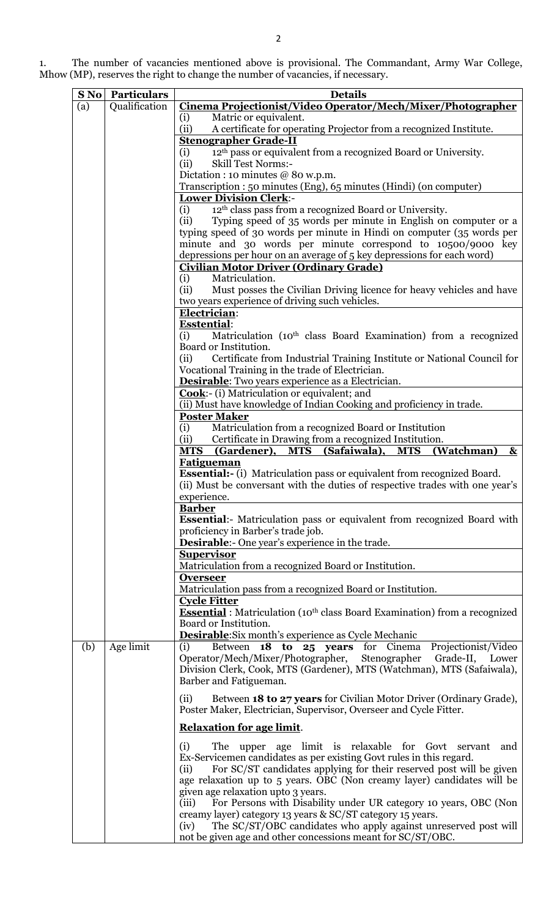1. The number of vacancies mentioned above is provisional. The Commandant, Army War College, Mhow (MP), reserves the right to change the number of vacancies, if necessary.

| S No | Particulars | Details |
|---|---|---|
| (a) | Qualification | **Cinema Projectionist/Video Operator/Mech/Mixer/Photographer**<br>(i) Matric or equivalent.<br>(ii) A certificate for operating Projector from a recognized Institute.<br>**Stenographer Grade-II**<br>(i) 12th pass or equivalent from a recognized Board or University.<br>(ii) Skill Test Norms:-<br>Dictation : 10 minutes @ 80 w.p.m.<br>Transcription : 50 minutes (Eng), 65 minutes (Hindi) (on computer)<br>**Lower Division Clerk**:-<br>(i) 12th class pass from a recognized Board or University.<br>(ii) Typing speed of 35 words per minute in English on computer or a typing speed of 30 words per minute in Hindi on computer (35 words per minute and 30 words per minute correspond to 10500/9000 key depressions per hour on an average of 5 key depressions for each word)<br>**Civilian Motor Driver (Ordinary Grade)**<br>(i) Matriculation.<br>(ii) Must posses the Civilian Driving licence for heavy vehicles and have two years experience of driving such vehicles.<br>**Electrician**:<br>**Esstential**:<br>(i) Matriculation (10th class Board Examination) from a recognized Board or Institution.<br>(ii) Certificate from Industrial Training Institute or National Council for Vocational Training in the trade of Electrician.<br>**Desirable**: Two years experience as a Electrician.<br>**Cook**:- (i) Matriculation or equivalent; and<br>(ii) Must have knowledge of Indian Cooking and proficiency in trade.<br>**Poster Maker**<br>(i) Matriculation from a recognized Board or Institution<br>(ii) Certificate in Drawing from a recognized Institution.<br>**MTS (Gardener), MTS (Safaiwala), MTS (Watchman) & Fatigueman**<br>**Essential:-** (i) Matriculation pass or equivalent from recognized Board.<br>(ii) Must be conversant with the duties of respective trades with one year's experience.<br>**Barber**<br>**Essential**:- Matriculation pass or equivalent from recognized Board with proficiency in Barber's trade job.<br>**Desirable**:- One year's experience in the trade.<br>**Supervisor**<br>Matriculation from a recognized Board or Institution.<br>**Overseer**<br>Matriculation pass from a recognized Board or Institution.<br>**Cycle Fitter**<br>**Essential** : Matriculation (10th class Board Examination) from a recognized Board or Institution.<br>**Desirable**:Six month's experience as Cycle Mechanic |
| (b) | Age limit | (i) Between **18 to 25 years** for Cinema Projectionist/Video Operator/Mech/Mixer/Photographer, Stenographer Grade-II, Lower Division Clerk, Cook, MTS (Gardener), MTS (Watchman), MTS (Safaiwala), Barber and Fatigueman.<br>(ii) Between **18 to 27 years** for Civilian Motor Driver (Ordinary Grade), Poster Maker, Electrician, Supervisor, Overseer and Cycle Fitter.<br>**Relaxation for age limit**.<br>(i) The upper age limit is relaxable for Govt servant and Ex-Servicemen candidates as per existing Govt rules in this regard.<br>(ii) For SC/ST candidates applying for their reserved post will be given age relaxation up to 5 years. OBC (Non creamy layer) candidates will be given age relaxation upto 3 years.<br>(iii) For Persons with Disability under UR category 10 years, OBC (Non creamy layer) category 13 years & SC/ST category 15 years.<br>(iv) The SC/ST/OBC candidates who apply against unreserved post will not be given age and other concessions meant for SC/ST/OBC. |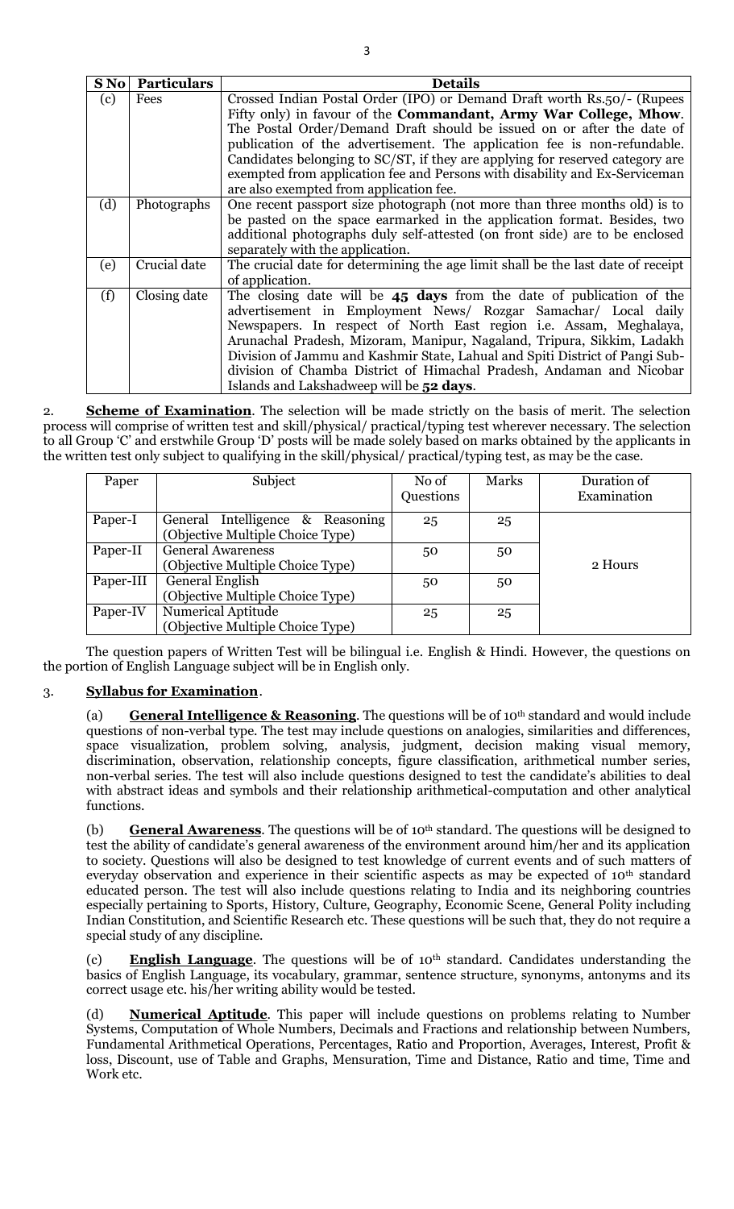| S No | Particulars | Details |
|---|---|---|
| (c) | Fees | Crossed Indian Postal Order (IPO) or Demand Draft worth Rs.50/- (Rupees Fifty only) in favour of the **Commandant, Army War College, Mhow**. The Postal Order/Demand Draft should be issued on or after the date of publication of the advertisement. The application fee is non-refundable. Candidates belonging to SC/ST, if they are applying for reserved category are exempted from application fee and Persons with disability and Ex-Serviceman are also exempted from application fee. |
| (d) | Photographs | One recent passport size photograph (not more than three months old) is to be pasted on the space earmarked in the application format. Besides, two additional photographs duly self-attested (on front side) are to be enclosed separately with the application. |
| (e) | Crucial date | The crucial date for determining the age limit shall be the last date of receipt of application. |
| (f) | Closing date | The closing date will be **45 days** from the date of publication of the advertisement in Employment News/ Rozgar Samachar/ Local daily Newspapers. In respect of North East region i.e. Assam, Meghalaya, Arunachal Pradesh, Mizoram, Manipur, Nagaland, Tripura, Sikkim, Ladakh Division of Jammu and Kashmir State, Lahual and Spiti District of Pangi Sub-division of Chamba District of Himachal Pradesh, Andaman and Nicobar Islands and Lakshadweep will be **52 days**. |

2. **Scheme of Examination**. The selection will be made strictly on the basis of merit. The selection process will comprise of written test and skill/physical/ practical/typing test wherever necessary. The selection to all Group 'C' and erstwhile Group 'D' posts will be made solely based on marks obtained by the applicants in the written test only subject to qualifying in the skill/physical/ practical/typing test, as may be the case.

| Paper | Subject | No of Questions | Marks | Duration of Examination |
|---|---|---|---|---|
| Paper-I | General Intelligence & Reasoning (Objective Multiple Choice Type) | 25 | 25 | 2 Hours |
| Paper-II | General Awareness (Objective Multiple Choice Type) | 50 | 50 | |
| Paper-III | General English (Objective Multiple Choice Type) | 50 | 50 | |
| Paper-IV | Numerical Aptitude (Objective Multiple Choice Type) | 25 | 25 | |

The question papers of Written Test will be bilingual i.e. English & Hindi. However, the questions on the portion of English Language subject will be in English only.

3. **Syllabus for Examination**.

(a) **General Intelligence & Reasoning**. The questions will be of 10th standard and would include questions of non-verbal type. The test may include questions on analogies, similarities and differences, space visualization, problem solving, analysis, judgment, decision making visual memory, discrimination, observation, relationship concepts, figure classification, arithmetical number series, non-verbal series. The test will also include questions designed to test the candidate's abilities to deal with abstract ideas and symbols and their relationship arithmetical-computation and other analytical functions.

(b) **General Awareness**. The questions will be of 10th standard. The questions will be designed to test the ability of candidate's general awareness of the environment around him/her and its application to society. Questions will also be designed to test knowledge of current events and of such matters of everyday observation and experience in their scientific aspects as may be expected of 10th standard educated person. The test will also include questions relating to India and its neighboring countries especially pertaining to Sports, History, Culture, Geography, Economic Scene, General Polity including Indian Constitution, and Scientific Research etc. These questions will be such that, they do not require a special study of any discipline.

(c) **English Language**. The questions will be of 10th standard. Candidates understanding the basics of English Language, its vocabulary, grammar, sentence structure, synonyms, antonyms and its correct usage etc. his/her writing ability would be tested.

(d) **Numerical Aptitude**. This paper will include questions on problems relating to Number Systems, Computation of Whole Numbers, Decimals and Fractions and relationship between Numbers, Fundamental Arithmetical Operations, Percentages, Ratio and Proportion, Averages, Interest, Profit & loss, Discount, use of Table and Graphs, Mensuration, Time and Distance, Ratio and time, Time and Work etc.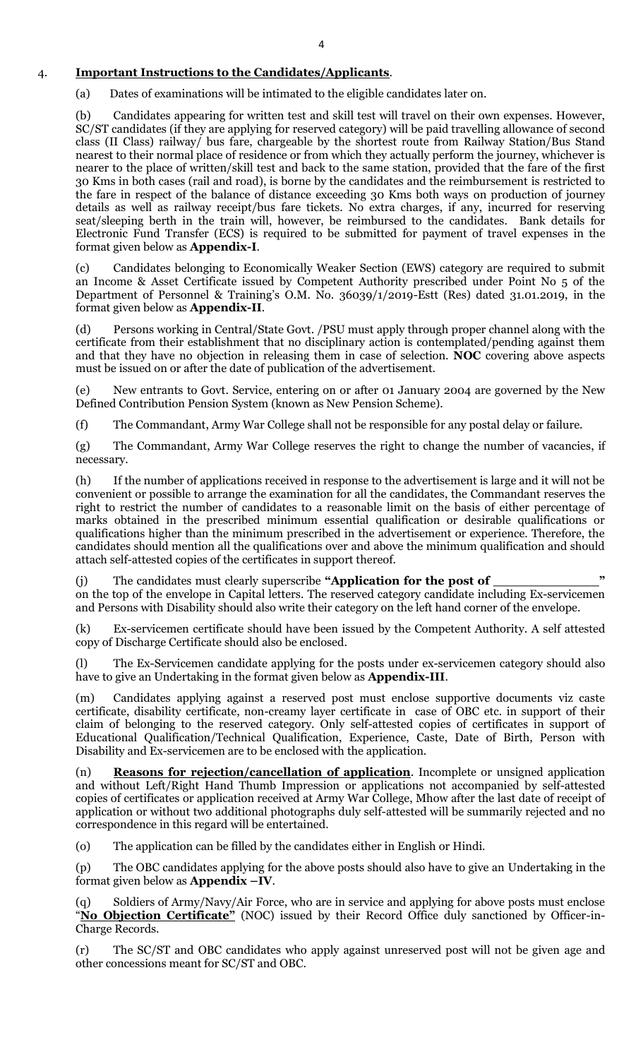4. **Important Instructions to the Candidates/Applicants**.

(a) Dates of examinations will be intimated to the eligible candidates later on.

(b) Candidates appearing for written test and skill test will travel on their own expenses. However, SC/ST candidates (if they are applying for reserved category) will be paid travelling allowance of second class (II Class) railway/ bus fare, chargeable by the shortest route from Railway Station/Bus Stand nearest to their normal place of residence or from which they actually perform the journey, whichever is nearer to the place of written/skill test and back to the same station, provided that the fare of the first 30 Kms in both cases (rail and road), is borne by the candidates and the reimbursement is restricted to the fare in respect of the balance of distance exceeding 30 Kms both ways on production of journey details as well as railway receipt/bus fare tickets. No extra charges, if any, incurred for reserving seat/sleeping berth in the train will, however, be reimbursed to the candidates. Bank details for Electronic Fund Transfer (ECS) is required to be submitted for payment of travel expenses in the format given below as **Appendix-I**.

(c) Candidates belonging to Economically Weaker Section (EWS) category are required to submit an Income & Asset Certificate issued by Competent Authority prescribed under Point No 5 of the Department of Personnel & Training's O.M. No. 36039/1/2019-Estt (Res) dated 31.01.2019, in the format given below as **Appendix-II**.

(d) Persons working in Central/State Govt. /PSU must apply through proper channel along with the certificate from their establishment that no disciplinary action is contemplated/pending against them and that they have no objection in releasing them in case of selection. **NOC** covering above aspects must be issued on or after the date of publication of the advertisement.

(e) New entrants to Govt. Service, entering on or after 01 January 2004 are governed by the New Defined Contribution Pension System (known as New Pension Scheme).

(f) The Commandant, Army War College shall not be responsible for any postal delay or failure.

(g) The Commandant, Army War College reserves the right to change the number of vacancies, if necessary.

(h) If the number of applications received in response to the advertisement is large and it will not be convenient or possible to arrange the examination for all the candidates, the Commandant reserves the right to restrict the number of candidates to a reasonable limit on the basis of either percentage of marks obtained in the prescribed minimum essential qualification or desirable qualifications or qualifications higher than the minimum prescribed in the advertisement or experience. Therefore, the candidates should mention all the qualifications over and above the minimum qualification and should attach self-attested copies of the certificates in support thereof.

(j) The candidates must clearly superscribe **"Application for the post of ______________"** on the top of the envelope in Capital letters. The reserved category candidate including Ex-servicemen and Persons with Disability should also write their category on the left hand corner of the envelope.

(k) Ex-servicemen certificate should have been issued by the Competent Authority. A self attested copy of Discharge Certificate should also be enclosed.

(l) The Ex-Servicemen candidate applying for the posts under ex-servicemen category should also have to give an Undertaking in the format given below as **Appendix-III**.

(m) Candidates applying against a reserved post must enclose supportive documents viz caste certificate, disability certificate, non-creamy layer certificate in case of OBC etc. in support of their claim of belonging to the reserved category. Only self-attested copies of certificates in support of Educational Qualification/Technical Qualification, Experience, Caste, Date of Birth, Person with Disability and Ex-servicemen are to be enclosed with the application.

(n) **Reasons for rejection/cancellation of application**. Incomplete or unsigned application and without Left/Right Hand Thumb Impression or applications not accompanied by self-attested copies of certificates or application received at Army War College, Mhow after the last date of receipt of application or without two additional photographs duly self-attested will be summarily rejected and no correspondence in this regard will be entertained.

(o) The application can be filled by the candidates either in English or Hindi.

(p) The OBC candidates applying for the above posts should also have to give an Undertaking in the format given below as **Appendix –IV**.

(q) Soldiers of Army/Navy/Air Force, who are in service and applying for above posts must enclose "**No Objection Certificate"** (NOC) issued by their Record Office duly sanctioned by Officer-in-Charge Records.

(r) The SC/ST and OBC candidates who apply against unreserved post will not be given age and other concessions meant for SC/ST and OBC.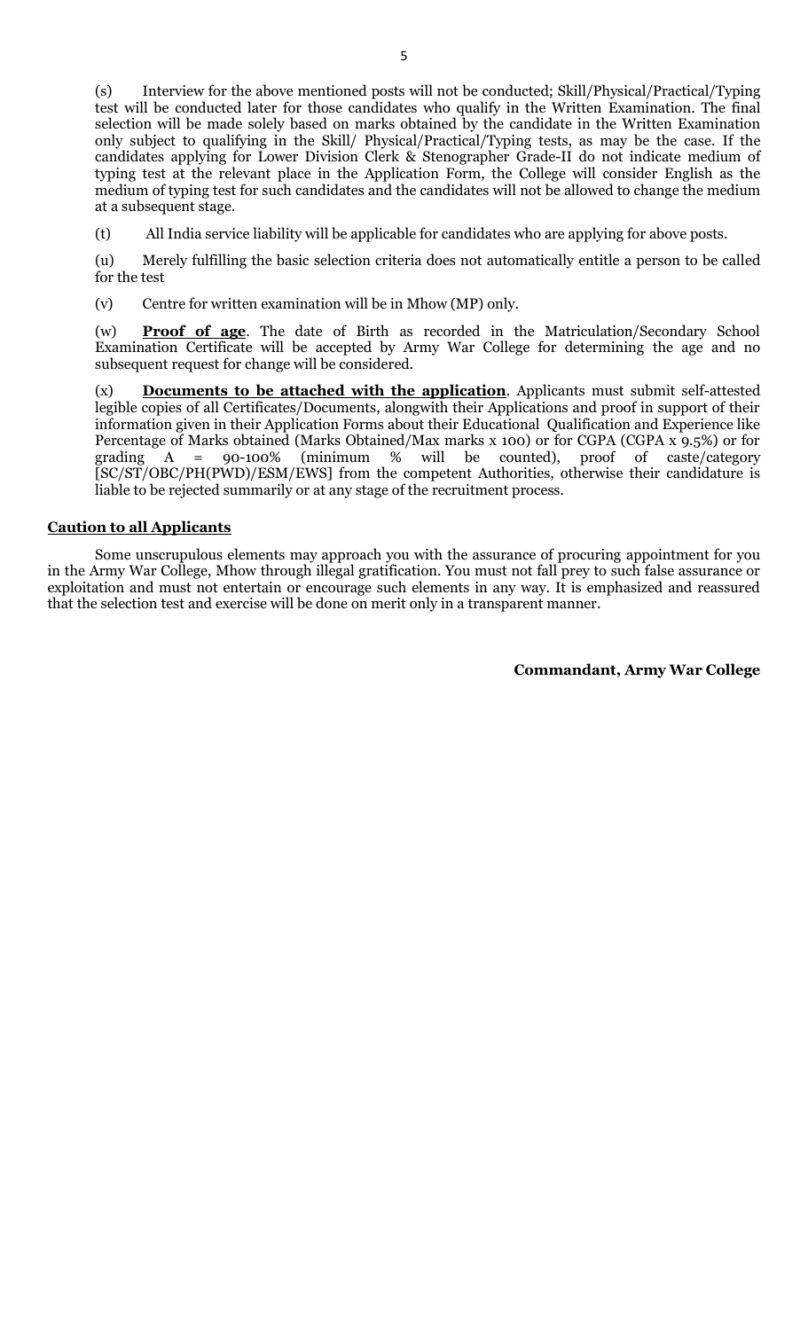(s) Interview for the above mentioned posts will not be conducted; Skill/Physical/Practical/Typing test will be conducted later for those candidates who qualify in the Written Examination. The final selection will be made solely based on marks obtained by the candidate in the Written Examination only subject to qualifying in the Skill/ Physical/Practical/Typing tests, as may be the case. If the candidates applying for Lower Division Clerk & Stenographer Grade-II do not indicate medium of typing test at the relevant place in the Application Form, the College will consider English as the medium of typing test for such candidates and the candidates will not be allowed to change the medium at a subsequent stage.

(t) All India service liability will be applicable for candidates who are applying for above posts.

(u) Merely fulfilling the basic selection criteria does not automatically entitle a person to be called for the test

(v) Centre for written examination will be in Mhow (MP) only.

(w) **Proof of age**. The date of Birth as recorded in the Matriculation/Secondary School Examination Certificate will be accepted by Army War College for determining the age and no subsequent request for change will be considered.

(x) **Documents to be attached with the application**. Applicants must submit self-attested legible copies of all Certificates/Documents, alongwith their Applications and proof in support of their information given in their Application Forms about their Educational Qualification and Experience like Percentage of Marks obtained (Marks Obtained/Max marks x 100) or for CGPA (CGPA x 9.5%) or for grading A = 90-100% (minimum % will be counted), proof of caste/category [SC/ST/OBC/PH(PWD)/ESM/EWS] from the competent Authorities, otherwise their candidature is liable to be rejected summarily or at any stage of the recruitment process.

**Caution to all Applicants**

Some unscrupulous elements may approach you with the assurance of procuring appointment for you in the Army War College, Mhow through illegal gratification. You must not fall prey to such false assurance or exploitation and must not entertain or encourage such elements in any way. It is emphasized and reassured that the selection test and exercise will be done on merit only in a transparent manner.

**Commandant, Army War College**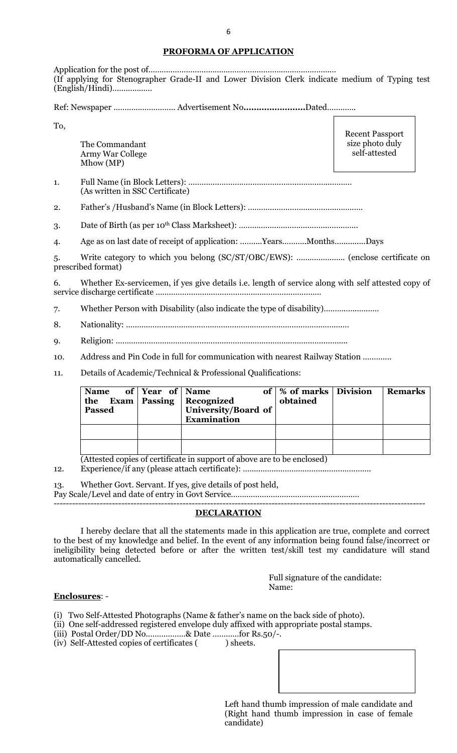## PROFORMA OF APPLICATION

Application for the post of…………………………………………………………………………
(If applying for Stenographer Grade-II and Lower Division Clerk indicate medium of Typing test (English/Hindi)………………

Ref: Newspaper ………………………. Advertisement No**……………………**Dated…………

To,

The Commandant
Army War College
Mhow (MP)

Recent Passport size photo duly self-attested

1. Full Name (in Block Letters): ………………………………………………………………
   (As written in SSC Certificate)
2. Father's /Husband's Name (in Block Letters): ……………………………………………
3. Date of Birth (as per 10th Class Marksheet): ………………………………………………
4. Age as on last date of receipt of application: ……….Years………..Months………….Days
5. Write category to which you belong (SC/ST/OBC/EWS): …………………. (enclose certificate on prescribed format)
6. Whether Ex-servicemen, if yes give details i.e. length of service along with self attested copy of service discharge certificate ………………………………………………………………
7. Whether Person with Disability (also indicate the type of disability)…………………….
8. Nationality: …………………………………………………………………………………
9. Religion: ……………………………………………………………………………………
10. Address and Pin Code in full for communication with nearest Railway Station …………
11. Details of Academic/Technical & Professional Qualifications:

| Name of the Exam Passed | Year of Passing | Name of Recognized University/Board of Examination | % of marks obtained | Division | Remarks |
|---|---|---|---|---|---|
| | | | | | |
| | | | | | |

(Attested copies of certificate in support of above are to be enclosed)

12. Experience/if any (please attach certificate): …………………………………………………
13. Whether Govt. Servant. If yes, give details of post held, Pay Scale/Level and date of entry in Govt Service…………………………………………………

---

## DECLARATION

I hereby declare that all the statements made in this application are true, complete and correct to the best of my knowledge and belief. In the event of any information being found false/incorrect or ineligibility being detected before or after the written test/skill test my candidature will stand automatically cancelled.

Full signature of the candidate:
Name:

**Enclosures**: -

(i) Two Self-Attested Photographs (Name & father's name on the back side of photo).
(ii) One self-addressed registered envelope duly affixed with appropriate postal stamps.
(iii) Postal Order/DD No………………& Date …………for Rs.50/-.
(iv) Self-Attested copies of certificates (         ) sheets.

Left hand thumb impression of male candidate and (Right hand thumb impression in case of female candidate)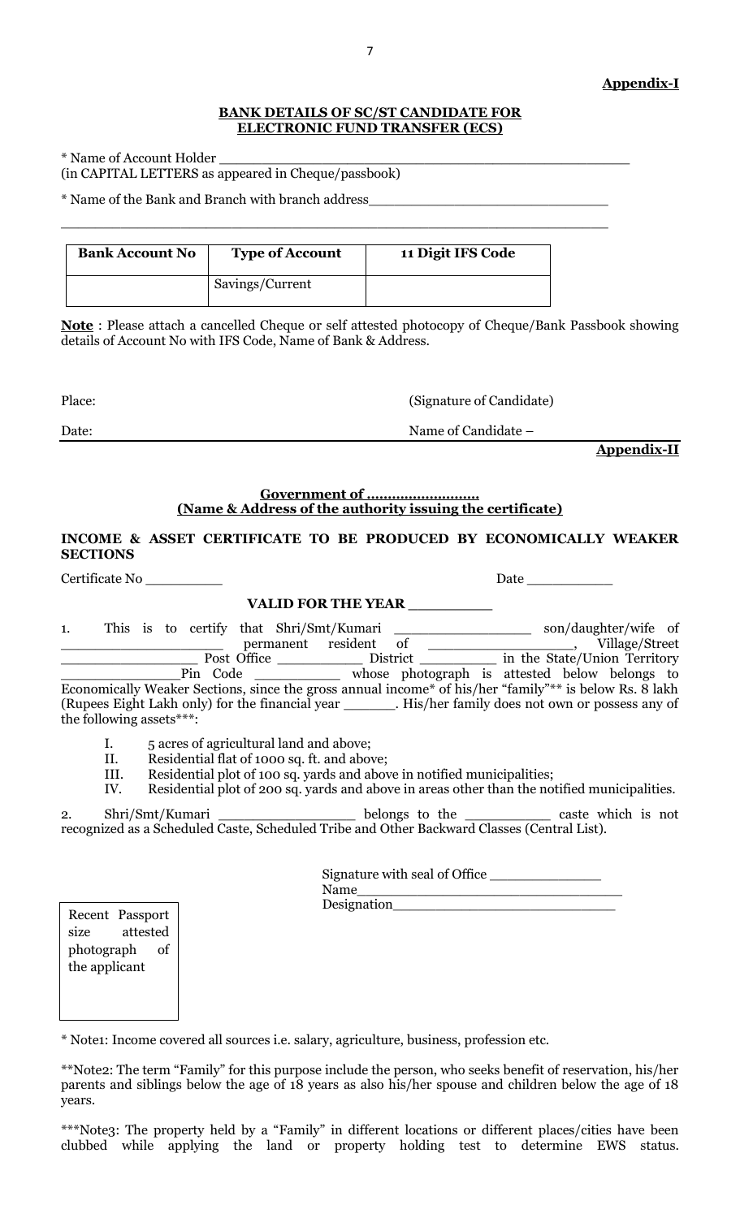**Appendix-I**

**BANK DETAILS OF SC/ST CANDIDATE FOR ELECTRONIC FUND TRANSFER (ECS)**

* Name of Account Holder ____________________________________________
(in CAPITAL LETTERS as appeared in Cheque/passbook)

* Name of the Bank and Branch with branch address___________________________

_______________________________________________________________

| Bank Account No | Type of Account | 11 Digit IFS Code |
|---|---|---|
| | Savings/Current | |

**Note** : Please attach a cancelled Cheque or self attested photocopy of Cheque/Bank Passbook showing details of Account No with IFS Code, Name of Bank & Address.

Place: (Signature of Candidate)

Date: Name of Candidate –

**Appendix-II**

**Government of ..........................**
**(Name & Address of the authority issuing the certificate)**

**INCOME & ASSET CERTIFICATE TO BE PRODUCED BY ECONOMICALLY WEAKER SECTIONS**

Certificate No _________ Date __________

**VALID FOR THE YEAR _________**

1. This is to certify that Shri/Smt/Kumari _______________ son/daughter/wife of _________________ permanent resident of ________________, Village/Street ________________ Post Office __________ District _________ in the State/Union Territory ______________Pin Code __________ whose photograph is attested below belongs to Economically Weaker Sections, since the gross annual income* of his/her "family"** is below Rs. 8 lakh (Rupees Eight Lakh only) for the financial year ______. His/her family does not own or possess any of the following assets***:

   I. 5 acres of agricultural land and above;
   II. Residential flat of 1000 sq. ft. and above;
   III. Residential plot of 100 sq. yards and above in notified municipalities;
   IV. Residential plot of 200 sq. yards and above in areas other than the notified municipalities.

2. Shri/Smt/Kumari _______________ belongs to the __________ caste which is not recognized as a Scheduled Caste, Scheduled Tribe and Other Backward Classes (Central List).

Signature with seal of Office _____________
Name______________________________
Designation__________________________

| Recent Passport size attested photograph of the applicant |
|---|

* Note1: Income covered all sources i.e. salary, agriculture, business, profession etc.

**Note2: The term "Family" for this purpose include the person, who seeks benefit of reservation, his/her parents and siblings below the age of 18 years as also his/her spouse and children below the age of 18 years.

***Note3: The property held by a "Family" in different locations or different places/cities have been clubbed while applying the land or property holding test to determine EWS status.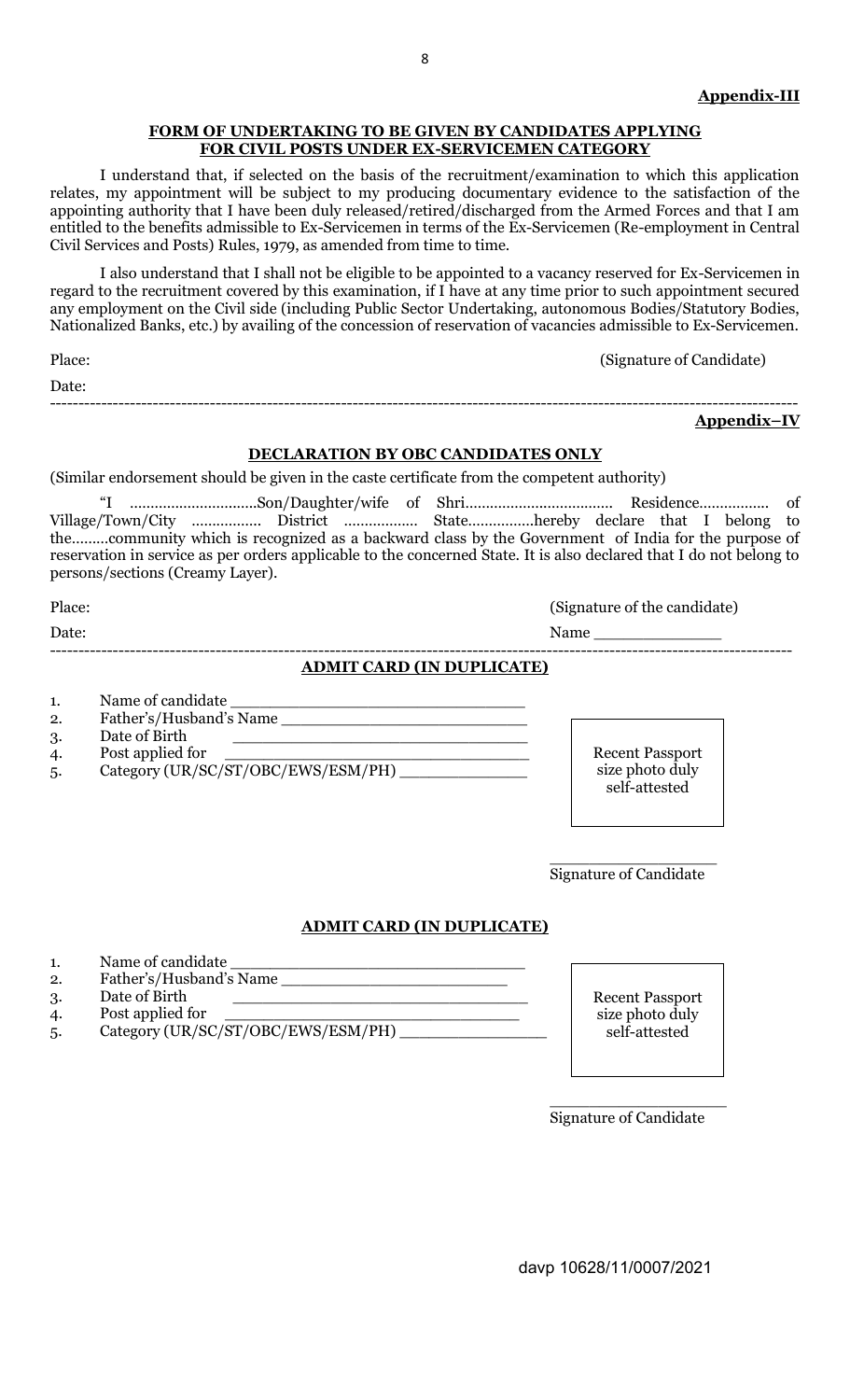**Appendix-III**

**FORM OF UNDERTAKING TO BE GIVEN BY CANDIDATES APPLYING FOR CIVIL POSTS UNDER EX-SERVICEMEN CATEGORY**

I understand that, if selected on the basis of the recruitment/examination to which this application relates, my appointment will be subject to my producing documentary evidence to the satisfaction of the appointing authority that I have been duly released/retired/discharged from the Armed Forces and that I am entitled to the benefits admissible to Ex-Servicemen in terms of the Ex-Servicemen (Re-employment in Central Civil Services and Posts) Rules, 1979, as amended from time to time.

I also understand that I shall not be eligible to be appointed to a vacancy reserved for Ex-Servicemen in regard to the recruitment covered by this examination, if I have at any time prior to such appointment secured any employment on the Civil side (including Public Sector Undertaking, autonomous Bodies/Statutory Bodies, Nationalized Banks, etc.) by availing of the concession of reservation of vacancies admissible to Ex-Servicemen.

Place: (Signature of Candidate)

Date:

---

**Appendix–IV**

**DECLARATION BY OBC CANDIDATES ONLY**

(Similar endorsement should be given in the caste certificate from the competent authority)

"I ……………………………Son/Daughter/wife of Shri……………………………… Residence……………. of Village/Town/City ……………. District …………….. State……………hereby declare that I belong to the………community which is recognized as a backward class by the Government of India for the purpose of reservation in service as per orders applicable to the concerned State. It is also declared that I do not belong to persons/sections (Creamy Layer).

Place: (Signature of the candidate)

Date: Name _____________

---

**ADMIT CARD (IN DUPLICATE)**

1. Name of candidate ______________________________
2. Father's/Husband's Name __________________________
3. Date of Birth ______________________________
4. Post applied for ______________________________
5. Category (UR/SC/ST/OBC/EWS/ESM/PH) _____________

Recent Passport size photo duly self-attested

_________________
Signature of Candidate

**ADMIT CARD (IN DUPLICATE)**

1. Name of candidate ______________________________
2. Father's/Husband's Name ________________________
3. Date of Birth ______________________________
4. Post applied for ______________________________
5. Category (UR/SC/ST/OBC/EWS/ESM/PH) _______________

Recent Passport size photo duly self-attested

__________________
Signature of Candidate

davp 10628/11/0007/2021